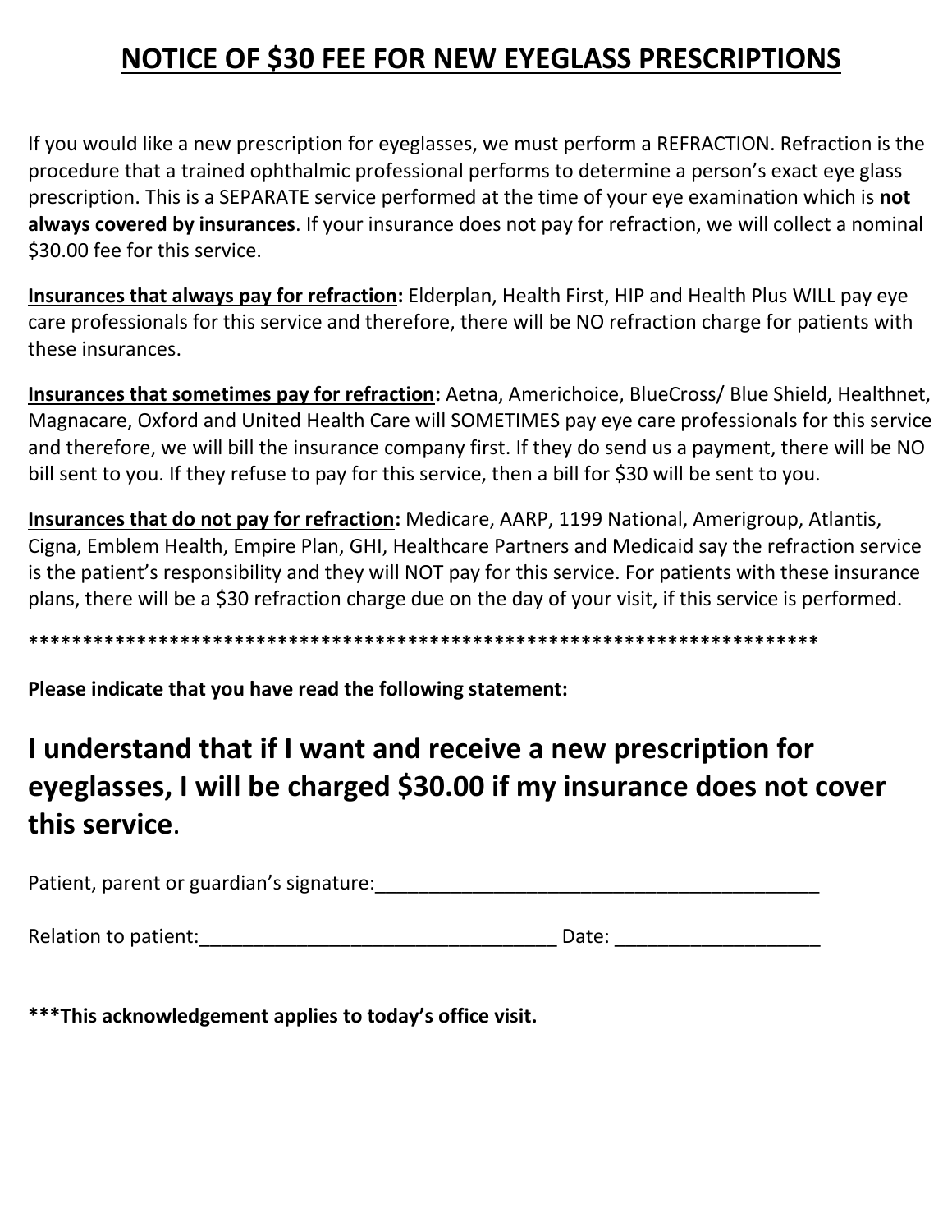# NOTICE OF $30 FEE FOR NEW EYEGLASS PRESCRIPTIONS

If you would like a new prescription for eyeglasses, we must perform a REFRACTION. Refraction is the procedure that a trained ophthalmic professional performs to determine a person's exact eye glass prescription. This is a SEPARATE service performed at the time of your eye examination which is **not always covered by insurances**. If your insurance does not pay for refraction, we will collect a nominal $30.00 fee for this service.

**Insurances that always pay for refraction:** Elderplan, Health First, HIP and Health Plus WILL pay eye care professionals for this service and therefore, there will be NO refraction charge for patients with these insurances.

**Insurances that sometimes pay for refraction:** Aetna, Americhoice, BlueCross/ Blue Shield, Healthnet, Magnacare, Oxford and United Health Care will SOMETIMES pay eye care professionals for this service and therefore, we will bill the insurance company first. If they do send us a payment, there will be NO bill sent to you. If they refuse to pay for this service, then a bill for $30 will be sent to you.

**Insurances that do not pay for refraction:** Medicare, AARP, 1199 National, Amerigroup, Atlantis, Cigna, Emblem Health, Empire Plan, GHI, Healthcare Partners and Medicaid say the refraction service is the patient's responsibility and they will NOT pay for this service. For patients with these insurance plans, there will be a $30 refraction charge due on the day of your visit, if this service is performed.

****************************************************************************

**Please indicate that you have read the following statement:**

## I understand that if I want and receive a new prescription for eyeglasses, I will be charged $30.00 if my insurance does not cover this service.

Patient, parent or guardian's signature:_________________________________________

Relation to patient:_________________________________ Date: ___________________

*****This acknowledgement applies to today's office visit.**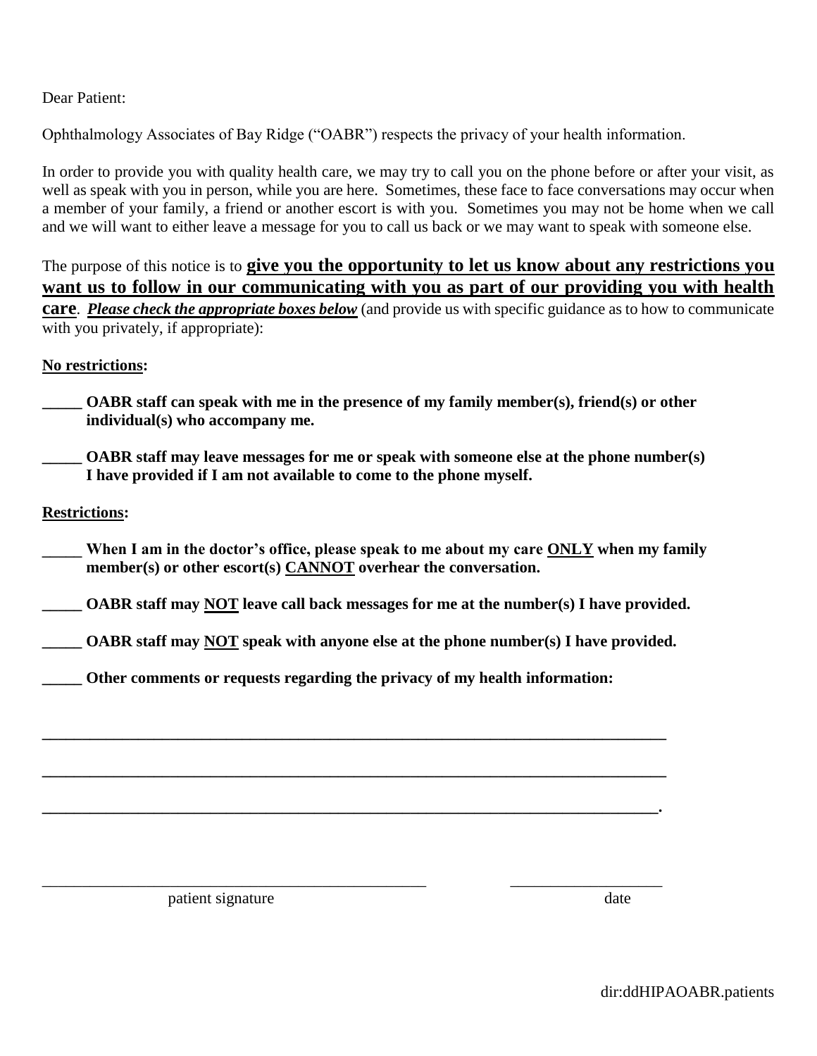Dear Patient:

Ophthalmology Associates of Bay Ridge ("OABR") respects the privacy of your health information.

In order to provide you with quality health care, we may try to call you on the phone before or after your visit, as well as speak with you in person, while you are here. Sometimes, these face to face conversations may occur when a member of your family, a friend or another escort is with you. Sometimes you may not be home when we call and we will want to either leave a message for you to call us back or we may want to speak with someone else.

The purpose of this notice is to **give you the opportunity to let us know about any restrictions you want us to follow in our communicating with you as part of our providing you with health care**. ***Please check the appropriate boxes below*** (and provide us with specific guidance as to how to communicate with you privately, if appropriate):

**No restrictions:**

**_____ OABR staff can speak with me in the presence of my family member(s), friend(s) or other individual(s) who accompany me.**

**_____ OABR staff may leave messages for me or speak with someone else at the phone number(s) I have provided if I am not available to come to the phone myself.**

**Restrictions:**

**_____ When I am in the doctor's office, please speak to me about my care ONLY when my family member(s) or other escort(s) CANNOT overhear the conversation.**

**_____ OABR staff may NOT leave call back messages for me at the number(s) I have provided.**

**_____ OABR staff may NOT speak with anyone else at the phone number(s) I have provided.**

**_____ Other comments or requests regarding the privacy of my health information:**

_______________________________________________________________________________

_______________________________________________________________________________

_______________________________________________________________________________.

_____________________________________________ ____________________

patient signature date

dir:ddHIPAOABR.patients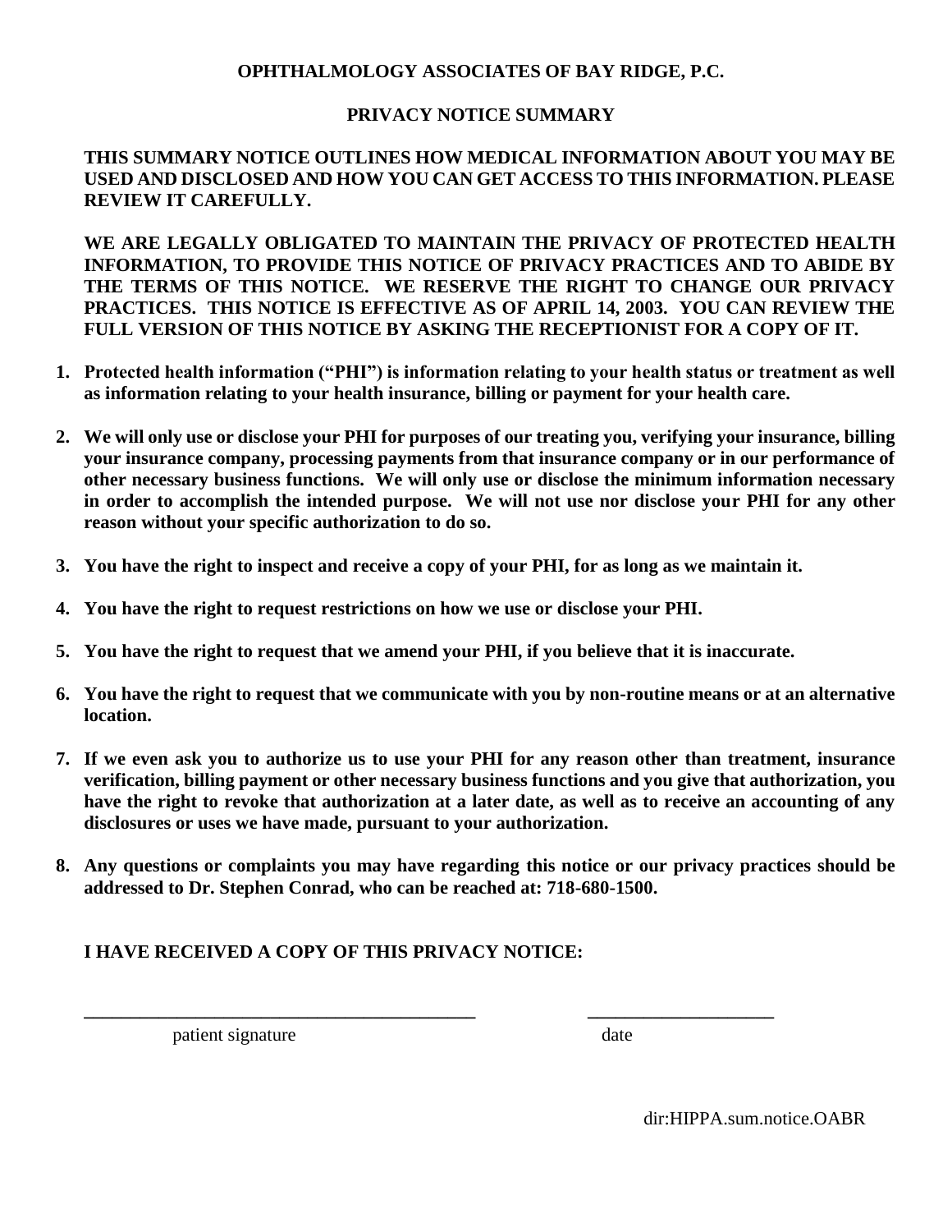# OPHTHALMOLOGY ASSOCIATES OF BAY RIDGE, P.C.

## PRIVACY NOTICE SUMMARY

**THIS SUMMARY NOTICE OUTLINES HOW MEDICAL INFORMATION ABOUT YOU MAY BE USED AND DISCLOSED AND HOW YOU CAN GET ACCESS TO THIS INFORMATION. PLEASE REVIEW IT CAREFULLY.**

**WE ARE LEGALLY OBLIGATED TO MAINTAIN THE PRIVACY OF PROTECTED HEALTH INFORMATION, TO PROVIDE THIS NOTICE OF PRIVACY PRACTICES AND TO ABIDE BY THE TERMS OF THIS NOTICE. WE RESERVE THE RIGHT TO CHANGE OUR PRIVACY PRACTICES. THIS NOTICE IS EFFECTIVE AS OF APRIL 14, 2003. YOU CAN REVIEW THE FULL VERSION OF THIS NOTICE BY ASKING THE RECEPTIONIST FOR A COPY OF IT.**

1. **Protected health information ("PHI") is information relating to your health status or treatment as well as information relating to your health insurance, billing or payment for your health care.**

2. **We will only use or disclose your PHI for purposes of our treating you, verifying your insurance, billing your insurance company, processing payments from that insurance company or in our performance of other necessary business functions. We will only use or disclose the minimum information necessary in order to accomplish the intended purpose. We will not use nor disclose your PHI for any other reason without your specific authorization to do so.**

3. **You have the right to inspect and receive a copy of your PHI, for as long as we maintain it.**

4. **You have the right to request restrictions on how we use or disclose your PHI.**

5. **You have the right to request that we amend your PHI, if you believe that it is inaccurate.**

6. **You have the right to request that we communicate with you by non-routine means or at an alternative location.**

7. **If we even ask you to authorize us to use your PHI for any reason other than treatment, insurance verification, billing payment or other necessary business functions and you give that authorization, you have the right to revoke that authorization at a later date, as well as to receive an accounting of any disclosures or uses we have made, pursuant to your authorization.**

8. **Any questions or complaints you may have regarding this notice or our privacy practices should be addressed to Dr. Stephen Conrad, who can be reached at: 718-680-1500.**

**I HAVE RECEIVED A COPY OF THIS PRIVACY NOTICE:**

\_\_\_\_\_\_\_\_\_\_\_\_\_\_\_\_\_\_\_\_\_\_\_\_\_\_\_\_\_\_\_\_\_\_\_\_\_\_\_\_\_ \_\_\_\_\_\_\_\_\_\_\_\_\_\_\_\_\_\_\_\_

patient signature date

dir:HIPPA.sum.notice.OABR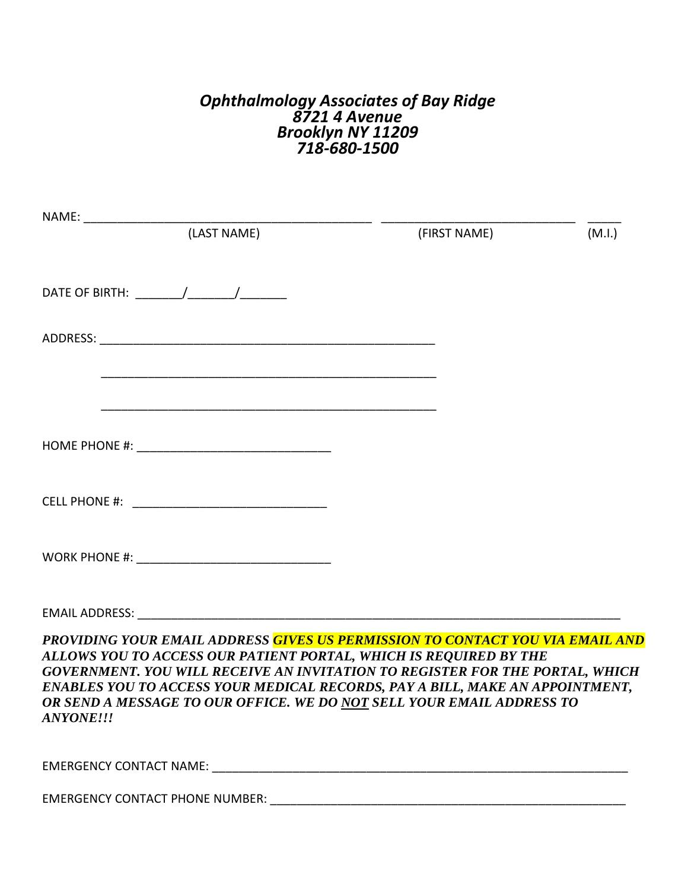***Ophthalmology Associates of Bay Ridge***
***8721 4 Avenue***
***Brooklyn NY 11209***
***718-680-1500***

NAME: _______________________________________ ___________________________ _____
(LAST NAME) (FIRST NAME) (M.I.)

DATE OF BIRTH: _______/_______/_______

ADDRESS: ____________________________________________________

____________________________________________________

____________________________________________________

HOME PHONE #: ______________________________

CELL PHONE #: ______________________________

WORK PHONE #: ______________________________

EMAIL ADDRESS: ___________________________________________________________________________

***PROVIDING YOUR EMAIL ADDRESS GIVES US PERMISSION TO CONTACT YOU VIA EMAIL AND ALLOWS YOU TO ACCESS OUR PATIENT PORTAL, WHICH IS REQUIRED BY THE GOVERNMENT. YOU WILL RECEIVE AN INVITATION TO REGISTER FOR THE PORTAL, WHICH ENABLES YOU TO ACCESS YOUR MEDICAL RECORDS, PAY A BILL, MAKE AN APPOINTMENT, OR SEND A MESSAGE TO OUR OFFICE. WE DO NOT SELL YOUR EMAIL ADDRESS TO ANYONE!!!***

EMERGENCY CONTACT NAME: _________________________________________________________________

EMERGENCY CONTACT PHONE NUMBER: _______________________________________________________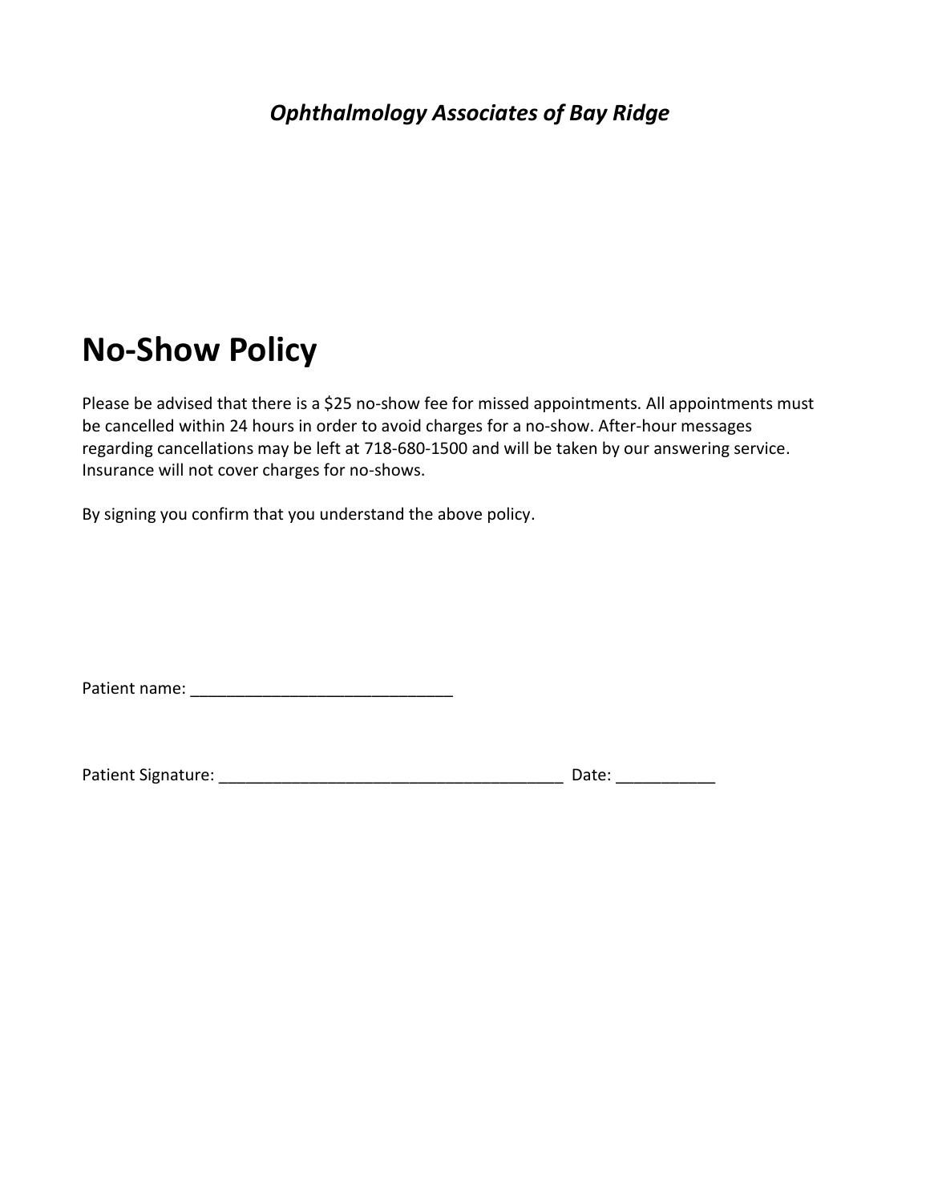*Ophthalmology Associates of Bay Ridge*

# No-Show Policy

Please be advised that there is a $25 no-show fee for missed appointments. All appointments must be cancelled within 24 hours in order to avoid charges for a no-show. After-hour messages regarding cancellations may be left at 718-680-1500 and will be taken by our answering service. Insurance will not cover charges for no-shows.

By signing you confirm that you understand the above policy.

Patient name: ____________________________

Patient Signature: ______________________________________ Date: ___________